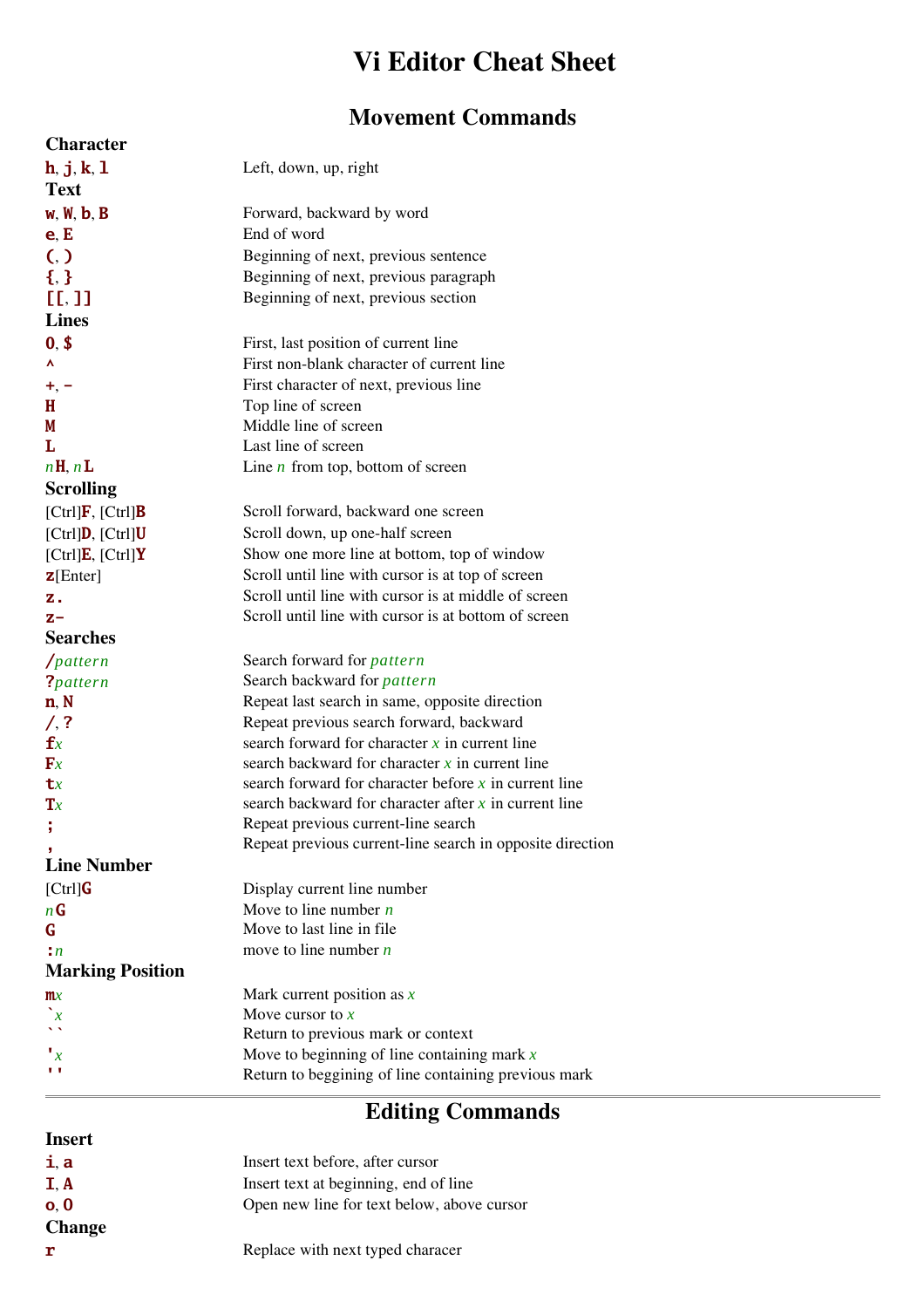# Vi Editor Cheat Sheet

## Movement Commands

### Character

| | |
|---|---|
| **h**, **j**, **k**, **l** | Left, down, up, right |

### Text

| | |
|---|---|
| **w**, **W**, **b**, **B** | Forward, backward by word |
| **e**, **E** | End of word |
| **(**, **)** | Beginning of next, previous sentence |
| **{**, **}** | Beginning of next, previous paragraph |
| **[[**, **]]** | Beginning of next, previous section |

### Lines

| | |
|---|---|
| **0**, **$** | First, last position of current line |
| **^** | First non-blank character of current line |
| **+**, **-** | First character of next, previous line |
| **H** | Top line of screen |
| **M** | Middle line of screen |
| **L** | Last line of screen |
| *n***H**, *n***L** | Line *n* from top, bottom of screen |

### Scrolling

| | |
|---|---|
| [Ctrl]**F**, [Ctrl]**B** | Scroll forward, backward one screen |
| [Ctrl]**D**, [Ctrl]**U** | Scroll down, up one-half screen |
| [Ctrl]**E**, [Ctrl]**Y** | Show one more line at bottom, top of window |
| **z**[Enter] | Scroll until line with cursor is at top of screen |
| **z.** | Scroll until line with cursor is at middle of screen |
| **z-** | Scroll until line with cursor is at bottom of screen |

### Searches

| | |
|---|---|
| **/***pattern* | Search forward for *pattern* |
| **?***pattern* | Search backward for *pattern* |
| **n**, **N** | Repeat last search in same, opposite direction |
| **/**, **?** | Repeat previous search forward, backward |
| **f***x* | search forward for character *x* in current line |
| **F***x* | search backward for character *x* in current line |
| **t***x* | search forward for character before *x* in current line |
| **T***x* | search backward for character after *x* in current line |
| **;** | Repeat previous current-line search |
| **,** | Repeat previous current-line search in opposite direction |

### Line Number

| | |
|---|---|
| [Ctrl]**G** | Display current line number |
| *n***G** | Move to line number *n* |
| **G** | Move to last line in file |
| **:***n* | move to line number *n* |

### Marking Position

| | |
|---|---|
| **m***x* | Mark current position as *x* |
| **`***x* | Move cursor to *x* |
| **``** | Return to previous mark or context |
| **'***x* | Move to beginning of line containing mark *x* |
| **''** | Return to beggining of line containing previous mark |

---

## Editing Commands

### Insert

| | |
|---|---|
| **i**, **a** | Insert text before, after cursor |
| **I**, **A** | Insert text at beginning, end of line |
| **o**, **O** | Open new line for text below, above cursor |

### Change

| | |
|---|---|
| **r** | Replace with next typed characer |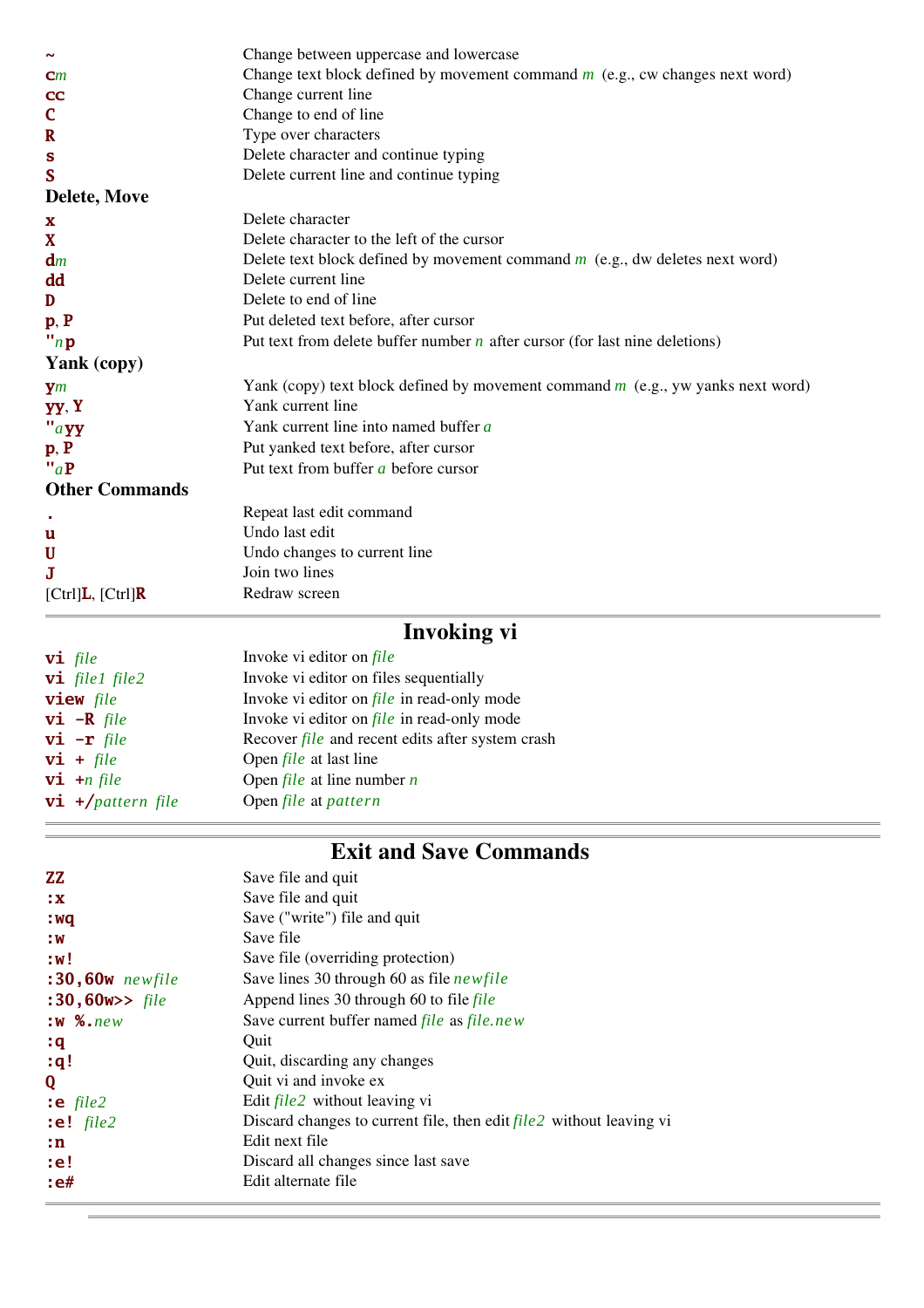| | |
|---|---|
| **~** | Change between uppercase and lowercase |
| **c***m* | Change text block defined by movement command *m* (e.g., cw changes next word) |
| **cc** | Change current line |
| **C** | Change to end of line |
| **R** | Type over characters |
| **s** | Delete character and continue typing |
| **S** | Delete current line and continue typing |

### Delete, Move

| | |
|---|---|
| **x** | Delete character |
| **X** | Delete character to the left of the cursor |
| **d***m* | Delete text block defined by movement command *m* (e.g., dw deletes next word) |
| **dd** | Delete current line |
| **D** | Delete to end of line |
| **p**, **P** | Put deleted text before, after cursor |
| **"***n***p** | Put text from delete buffer number *n* after cursor (for last nine deletions) |

### Yank (copy)

| | |
|---|---|
| **y***m* | Yank (copy) text block defined by movement command *m* (e.g., yw yanks next word) |
| **yy**, **Y** | Yank current line |
| **"***a***yy** | Yank current line into named buffer *a* |
| **p**, **P** | Put yanked text before, after cursor |
| **"***a***P** | Put text from buffer *a* before cursor |

### Other Commands

| | |
|---|---|
| **.** | Repeat last edit command |
| **u** | Undo last edit |
| **U** | Undo changes to current line |
| **J** | Join two lines |
| [Ctrl]**L**, [Ctrl]**R** | Redraw screen |

## Invoking vi

| | |
|---|---|
| **vi** *file* | Invoke vi editor on *file* |
| **vi** *file1 file2* | Invoke vi editor on files sequentially |
| **view** *file* | Invoke vi editor on *file* in read-only mode |
| **vi -R** *file* | Invoke vi editor on *file* in read-only mode |
| **vi -r** *file* | Recover *file* and recent edits after system crash |
| **vi +** *file* | Open *file* at last line |
| **vi +***n file* | Open *file* at line number *n* |
| **vi +/***pattern file* | Open *file* at *pattern* |

## Exit and Save Commands

| | |
|---|---|
| **ZZ** | Save file and quit |
| **:x** | Save file and quit |
| **:wq** | Save ("write") file and quit |
| **:w** | Save file |
| **:w!** | Save file (overriding protection) |
| **:30,60w** *newfile* | Save lines 30 through 60 as file *newfile* |
| **:30,60w>>** *file* | Append lines 30 through 60 to file *file* |
| **:w %.***new* | Save current buffer named *file* as *file.new* |
| **:q** | Quit |
| **:q!** | Quit, discarding any changes |
| **Q** | Quit vi and invoke ex |
| **:e** *file2* | Edit *file2* without leaving vi |
| **:e!** *file2* | Discard changes to current file, then edit *file2* without leaving vi |
| **:n** | Edit next file |
| **:e!** | Discard all changes since last save |
| **:e#** | Edit alternate file |